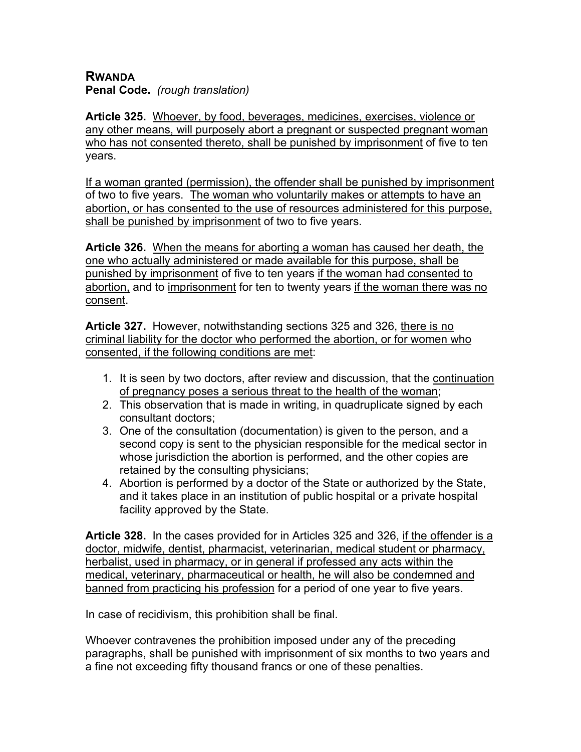# RWANDA

**Penal Code.** *(rough translation)*

**Article 325.** Whoever, by food, beverages, medicines, exercises, violence or any other means, will purposely abort a pregnant or suspected pregnant woman who has not consented thereto, shall be punished by imprisonment of five to ten years.

If a woman granted (permission), the offender shall be punished by imprisonment of two to five years. The woman who voluntarily makes or attempts to have an abortion, or has consented to the use of resources administered for this purpose, shall be punished by imprisonment of two to five years.

**Article 326.** When the means for aborting a woman has caused her death, the one who actually administered or made available for this purpose, shall be punished by imprisonment of five to ten years if the woman had consented to abortion, and to imprisonment for ten to twenty years if the woman there was no consent.

**Article 327.** However, notwithstanding sections 325 and 326, there is no criminal liability for the doctor who performed the abortion, or for women who consented, if the following conditions are met:

1. It is seen by two doctors, after review and discussion, that the continuation of pregnancy poses a serious threat to the health of the woman;
2. This observation that is made in writing, in quadruplicate signed by each consultant doctors;
3. One of the consultation (documentation) is given to the person, and a second copy is sent to the physician responsible for the medical sector in whose jurisdiction the abortion is performed, and the other copies are retained by the consulting physicians;
4. Abortion is performed by a doctor of the State or authorized by the State, and it takes place in an institution of public hospital or a private hospital facility approved by the State.

**Article 328.** In the cases provided for in Articles 325 and 326, if the offender is a doctor, midwife, dentist, pharmacist, veterinarian, medical student or pharmacy, herbalist, used in pharmacy, or in general if professed any acts within the medical, veterinary, pharmaceutical or health, he will also be condemned and banned from practicing his profession for a period of one year to five years.

In case of recidivism, this prohibition shall be final.

Whoever contravenes the prohibition imposed under any of the preceding paragraphs, shall be punished with imprisonment of six months to two years and a fine not exceeding fifty thousand francs or one of these penalties.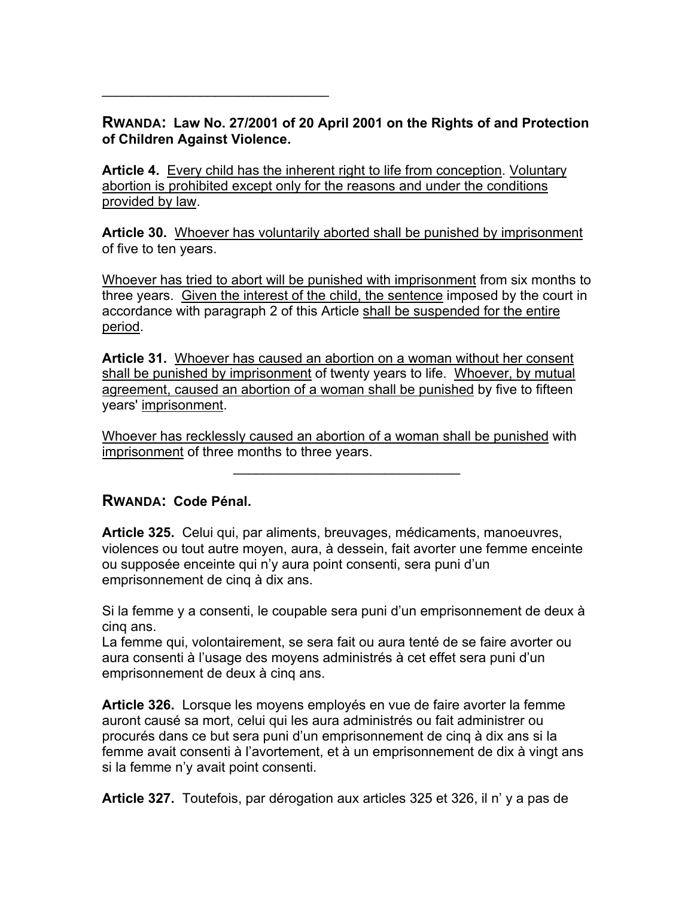---

**RWANDA: Law No. 27/2001 of 20 April 2001 on the Rights of and Protection of Children Against Violence.**

**Article 4.** Every child has the inherent right to life from conception. Voluntary abortion is prohibited except only for the reasons and under the conditions provided by law.

**Article 30.** Whoever has voluntarily aborted shall be punished by imprisonment of five to ten years.

Whoever has tried to abort will be punished with imprisonment from six months to three years. Given the interest of the child, the sentence imposed by the court in accordance with paragraph 2 of this Article shall be suspended for the entire period.

**Article 31.** Whoever has caused an abortion on a woman without her consent shall be punished by imprisonment of twenty years to life. Whoever, by mutual agreement, caused an abortion of a woman shall be punished by five to fifteen years' imprisonment.

Whoever has recklessly caused an abortion of a woman shall be punished with imprisonment of three months to three years.

---

**RWANDA: Code Pénal.**

**Article 325.** Celui qui, par aliments, breuvages, médicaments, manoeuvres, violences ou tout autre moyen, aura, à dessein, fait avorter une femme enceinte ou supposée enceinte qui n'y aura point consenti, sera puni d'un emprisonnement de cinq à dix ans.

Si la femme y a consenti, le coupable sera puni d'un emprisonnement de deux à cinq ans.
La femme qui, volontairement, se sera fait ou aura tenté de se faire avorter ou aura consenti à l'usage des moyens administrés à cet effet sera puni d'un emprisonnement de deux à cinq ans.

**Article 326.** Lorsque les moyens employés en vue de faire avorter la femme auront causé sa mort, celui qui les aura administrés ou fait administrer ou procurés dans ce but sera puni d'un emprisonnement de cinq à dix ans si la femme avait consenti à l'avortement, et à un emprisonnement de dix à vingt ans si la femme n'y avait point consenti.

**Article 327.** Toutefois, par dérogation aux articles 325 et 326, il n' y a pas de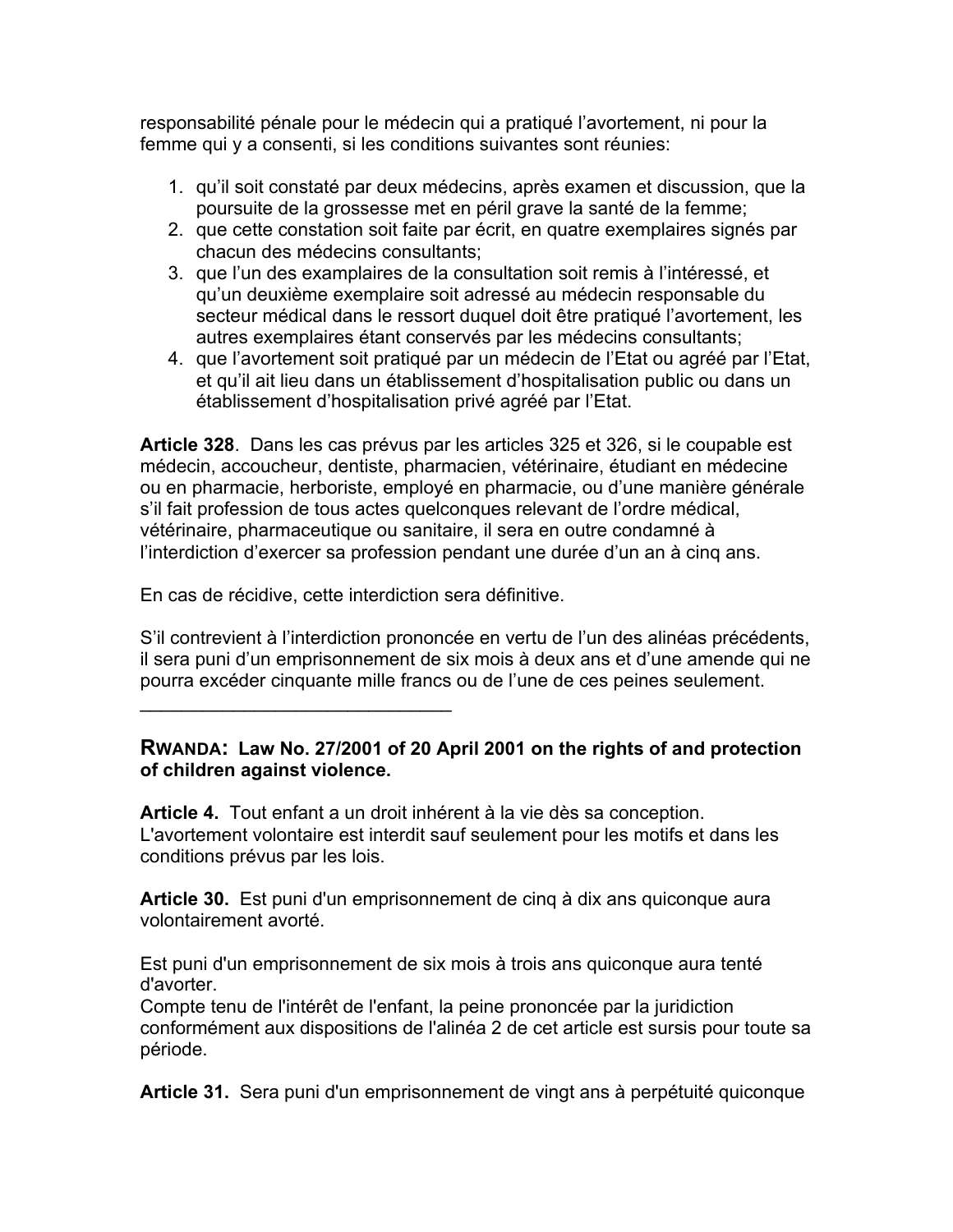responsabilité pénale pour le médecin qui a pratiqué l'avortement, ni pour la femme qui y a consenti, si les conditions suivantes sont réunies:

1. qu'il soit constaté par deux médecins, après examen et discussion, que la poursuite de la grossesse met en péril grave la santé de la femme;
2. que cette constation soit faite par écrit, en quatre exemplaires signés par chacun des médecins consultants;
3. que l'un des examplaires de la consultation soit remis à l'intéressé, et qu'un deuxième exemplaire soit adressé au médecin responsable du secteur médical dans le ressort duquel doit être pratiqué l'avortement, les autres exemplaires étant conservés par les médecins consultants;
4. que l'avortement soit pratiqué par un médecin de l'Etat ou agréé par l'Etat, et qu'il ait lieu dans un établissement d'hospitalisation public ou dans un établissement d'hospitalisation privé agréé par l'Etat.

**Article 328**. Dans les cas prévus par les articles 325 et 326, si le coupable est médecin, accoucheur, dentiste, pharmacien, vétérinaire, étudiant en médecine ou en pharmacie, herboriste, employé en pharmacie, ou d'une manière générale s'il fait profession de tous actes quelconques relevant de l'ordre médical, vétérinaire, pharmaceutique ou sanitaire, il sera en outre condamné à l'interdiction d'exercer sa profession pendant une durée d'un an à cinq ans.

En cas de récidive, cette interdiction sera définitive.

S'il contrevient à l'interdiction prononcée en vertu de l'un des alinéas précédents, il sera puni d'un emprisonnement de six mois à deux ans et d'une amende qui ne pourra excéder cinquante mille francs ou de l'une de ces peines seulement.

______________________________

## RWANDA: Law No. 27/2001 of 20 April 2001 on the rights of and protection of children against violence.

**Article 4.** Tout enfant a un droit inhérent à la vie dès sa conception. L'avortement volontaire est interdit sauf seulement pour les motifs et dans les conditions prévus par les lois.

**Article 30.** Est puni d'un emprisonnement de cinq à dix ans quiconque aura volontairement avorté.

Est puni d'un emprisonnement de six mois à trois ans quiconque aura tenté d'avorter.
Compte tenu de l'intérêt de l'enfant, la peine prononcée par la juridiction conformément aux dispositions de l'alinéa 2 de cet article est sursis pour toute sa période.

**Article 31.** Sera puni d'un emprisonnement de vingt ans à perpétuité quiconque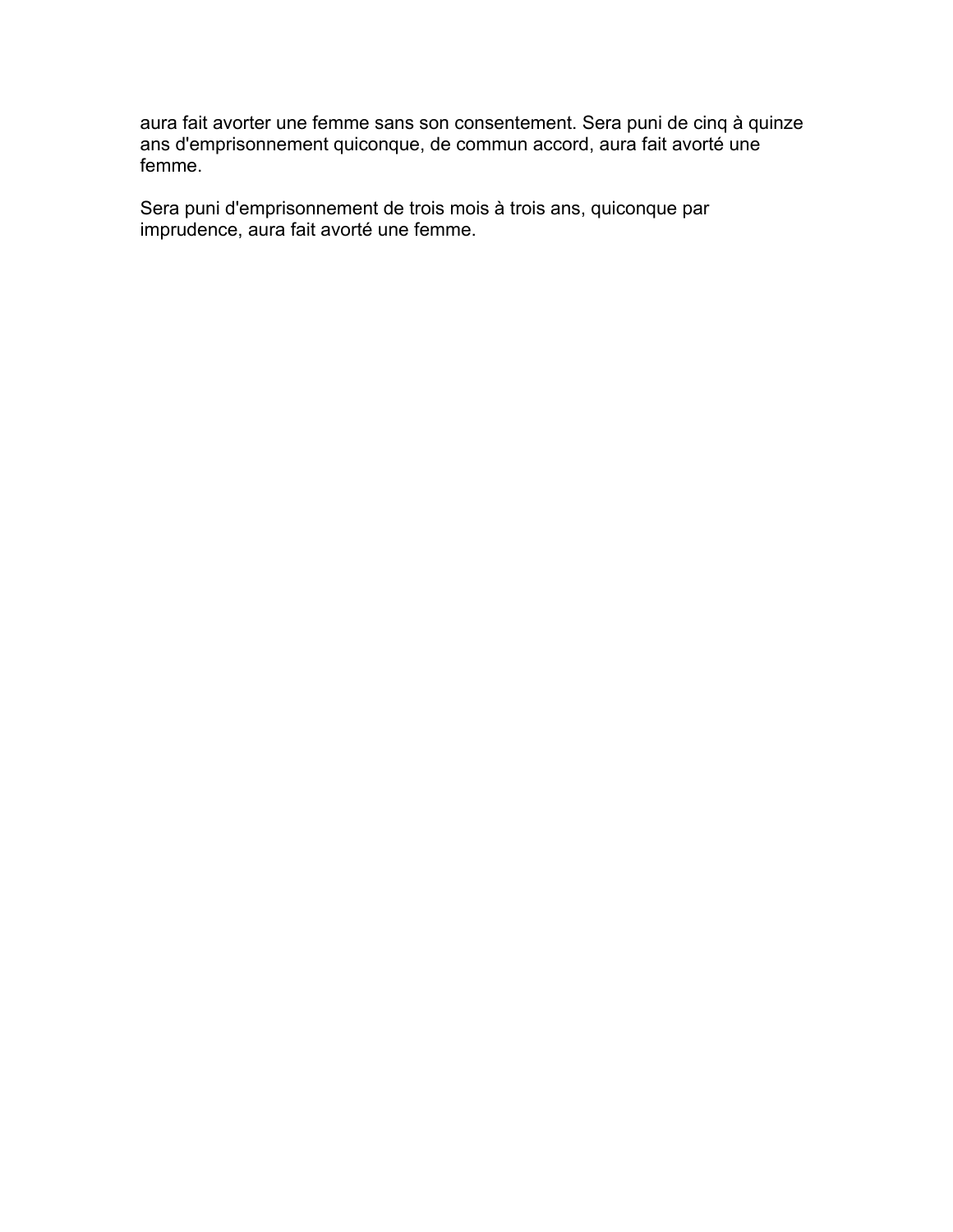aura fait avorter une femme sans son consentement. Sera puni de cinq à quinze ans d'emprisonnement quiconque, de commun accord, aura fait avorté une femme.

Sera puni d'emprisonnement de trois mois à trois ans, quiconque par imprudence, aura fait avorté une femme.